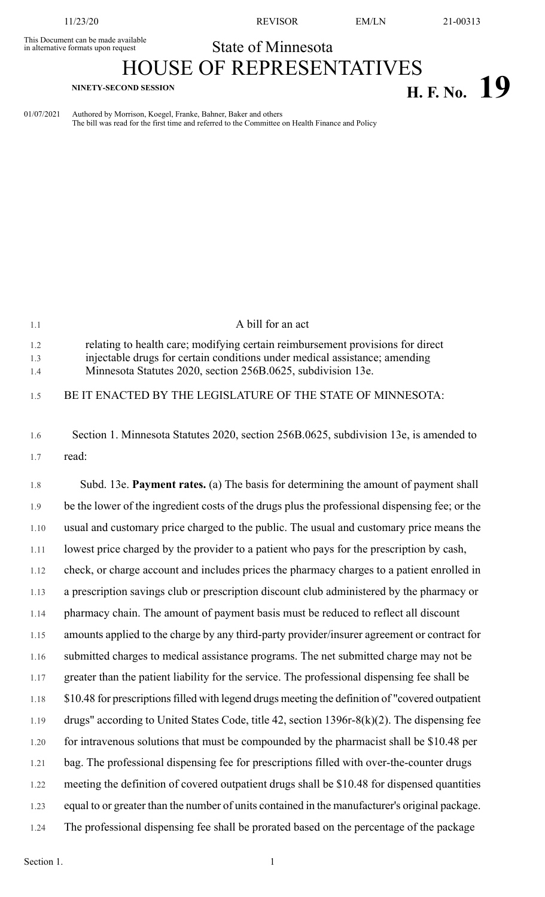This Document can be made available in alternative formats upon request

State of Minnesota

# HOUSE OF REPRESENTATIVES

**NINETY-SECOND SESSION** **H. F. No. 19**

01/07/2021 Authored by Morrison, Koegel, Franke, Bahner, Baker and others
The bill was read for the first time and referred to the Committee on Health Finance and Policy

A bill for an act

relating to health care; modifying certain reimbursement provisions for direct injectable drugs for certain conditions under medical assistance; amending Minnesota Statutes 2020, section 256B.0625, subdivision 13e.

BE IT ENACTED BY THE LEGISLATURE OF THE STATE OF MINNESOTA:

Section 1. Minnesota Statutes 2020, section 256B.0625, subdivision 13e, is amended to read:

Subd. 13e. **Payment rates.** (a) The basis for determining the amount of payment shall be the lower of the ingredient costs of the drugs plus the professional dispensing fee; or the usual and customary price charged to the public. The usual and customary price means the lowest price charged by the provider to a patient who pays for the prescription by cash, check, or charge account and includes prices the pharmacy charges to a patient enrolled in a prescription savings club or prescription discount club administered by the pharmacy or pharmacy chain. The amount of payment basis must be reduced to reflect all discount amounts applied to the charge by any third-party provider/insurer agreement or contract for submitted charges to medical assistance programs. The net submitted charge may not be greater than the patient liability for the service. The professional dispensing fee shall be $10.48 for prescriptions filled with legend drugs meeting the definition of "covered outpatient drugs" according to United States Code, title 42, section 1396r-8(k)(2). The dispensing fee for intravenous solutions that must be compounded by the pharmacist shall be $10.48 per bag. The professional dispensing fee for prescriptions filled with over-the-counter drugs meeting the definition of covered outpatient drugs shall be $10.48 for dispensed quantities equal to or greater than the number of units contained in the manufacturer's original package. The professional dispensing fee shall be prorated based on the percentage of the package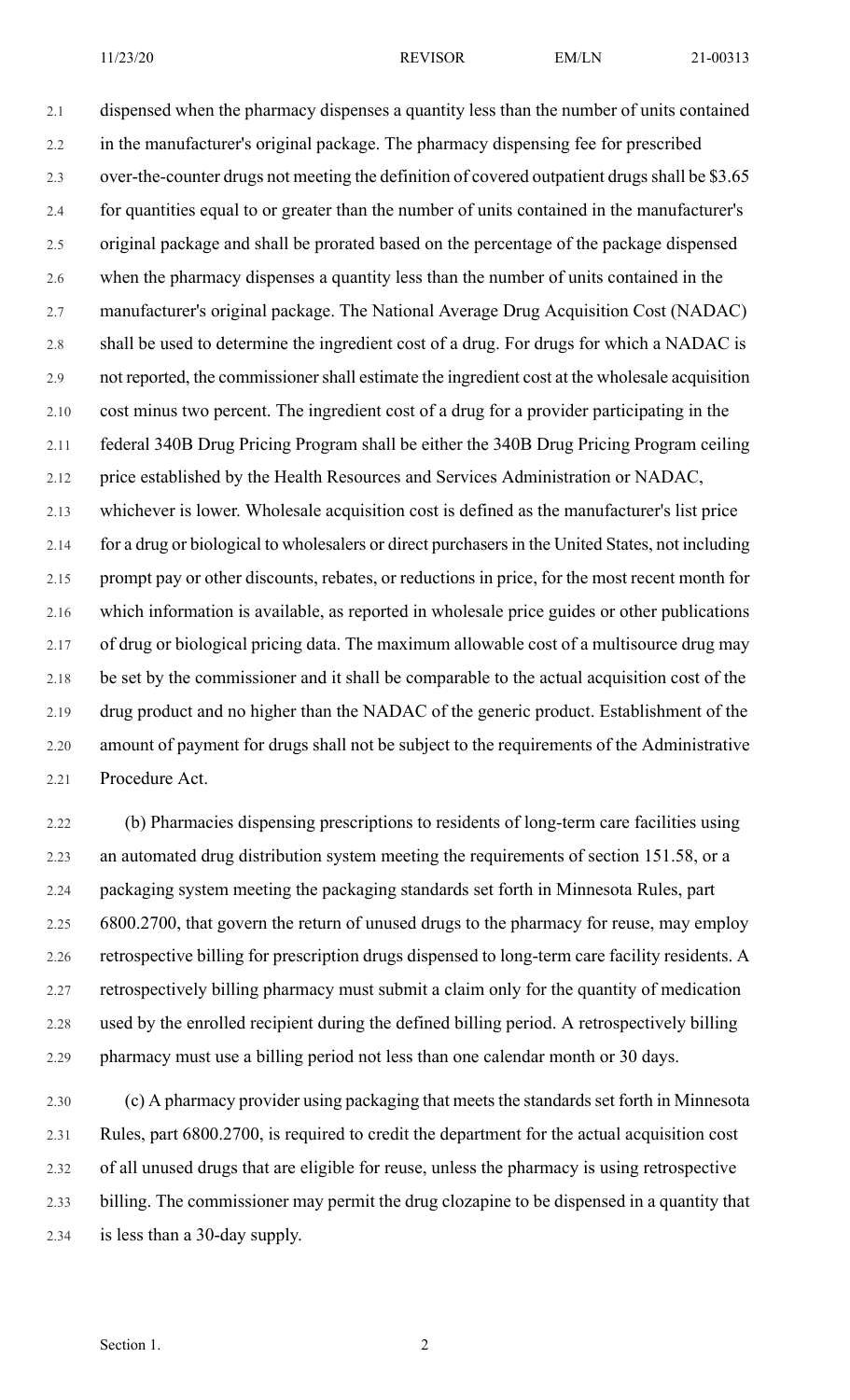dispensed when the pharmacy dispenses a quantity less than the number of units contained in the manufacturer's original package. The pharmacy dispensing fee for prescribed over-the-counter drugs not meeting the definition of covered outpatient drugs shall be $3.65 for quantities equal to or greater than the number of units contained in the manufacturer's original package and shall be prorated based on the percentage of the package dispensed when the pharmacy dispenses a quantity less than the number of units contained in the manufacturer's original package. The National Average Drug Acquisition Cost (NADAC) shall be used to determine the ingredient cost of a drug. For drugs for which a NADAC is not reported, the commissioner shall estimate the ingredient cost at the wholesale acquisition cost minus two percent. The ingredient cost of a drug for a provider participating in the federal 340B Drug Pricing Program shall be either the 340B Drug Pricing Program ceiling price established by the Health Resources and Services Administration or NADAC, whichever is lower. Wholesale acquisition cost is defined as the manufacturer's list price for a drug or biological to wholesalers or direct purchasers in the United States, not including prompt pay or other discounts, rebates, or reductions in price, for the most recent month for which information is available, as reported in wholesale price guides or other publications of drug or biological pricing data. The maximum allowable cost of a multisource drug may be set by the commissioner and it shall be comparable to the actual acquisition cost of the drug product and no higher than the NADAC of the generic product. Establishment of the amount of payment for drugs shall not be subject to the requirements of the Administrative Procedure Act.

(b) Pharmacies dispensing prescriptions to residents of long-term care facilities using an automated drug distribution system meeting the requirements of section 151.58, or a packaging system meeting the packaging standards set forth in Minnesota Rules, part 6800.2700, that govern the return of unused drugs to the pharmacy for reuse, may employ retrospective billing for prescription drugs dispensed to long-term care facility residents. A retrospectively billing pharmacy must submit a claim only for the quantity of medication used by the enrolled recipient during the defined billing period. A retrospectively billing pharmacy must use a billing period not less than one calendar month or 30 days.

(c) A pharmacy provider using packaging that meets the standards set forth in Minnesota Rules, part 6800.2700, is required to credit the department for the actual acquisition cost of all unused drugs that are eligible for reuse, unless the pharmacy is using retrospective billing. The commissioner may permit the drug clozapine to be dispensed in a quantity that is less than a 30-day supply.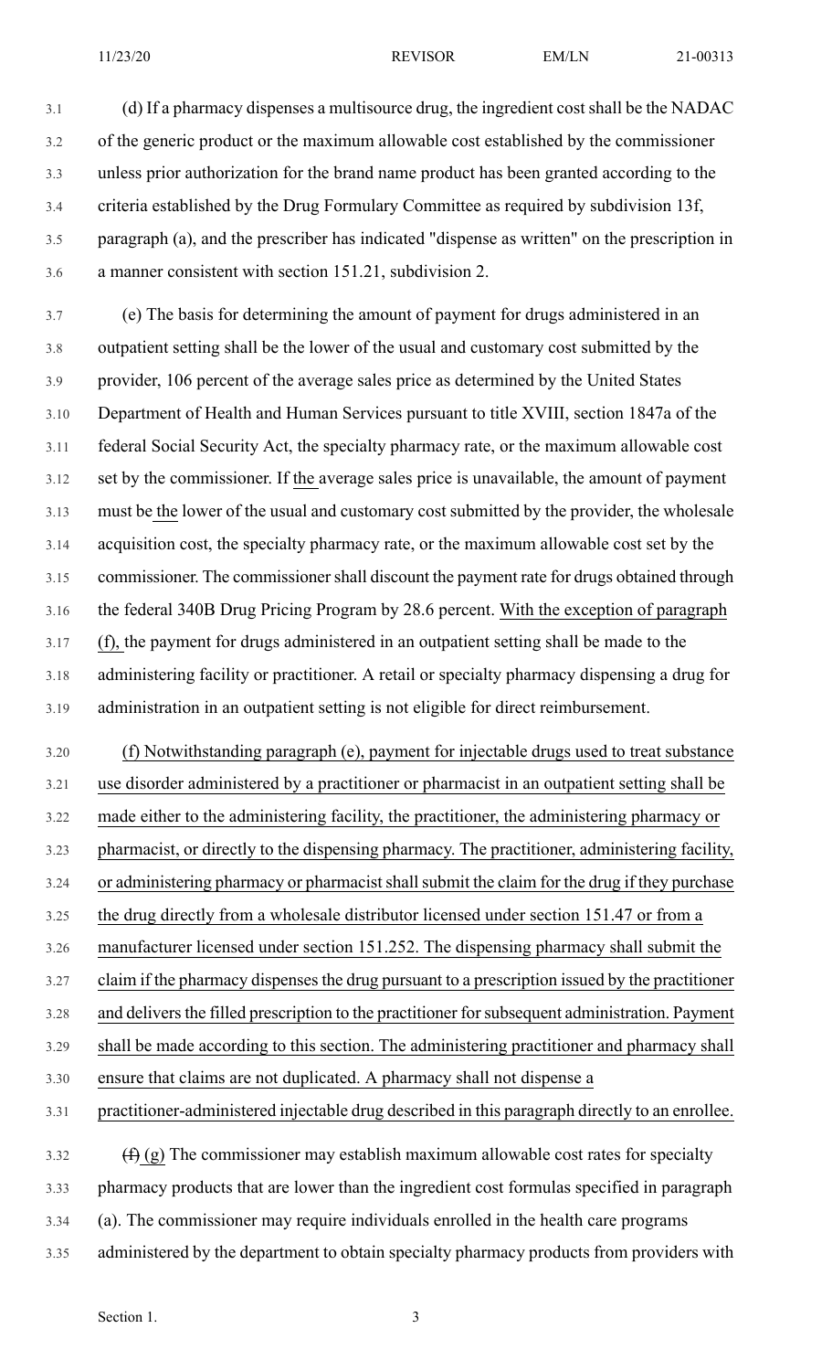(d) If a pharmacy dispenses a multisource drug, the ingredient cost shall be the NADAC of the generic product or the maximum allowable cost established by the commissioner unless prior authorization for the brand name product has been granted according to the criteria established by the Drug Formulary Committee as required by subdivision 13f, paragraph (a), and the prescriber has indicated "dispense as written" on the prescription in a manner consistent with section 151.21, subdivision 2.

(e) The basis for determining the amount of payment for drugs administered in an outpatient setting shall be the lower of the usual and customary cost submitted by the provider, 106 percent of the average sales price as determined by the United States Department of Health and Human Services pursuant to title XVIII, section 1847a of the federal Social Security Act, the specialty pharmacy rate, or the maximum allowable cost set by the commissioner. If the average sales price is unavailable, the amount of payment must be the lower of the usual and customary cost submitted by the provider, the wholesale acquisition cost, the specialty pharmacy rate, or the maximum allowable cost set by the commissioner. The commissioner shall discount the payment rate for drugs obtained through the federal 340B Drug Pricing Program by 28.6 percent. With the exception of paragraph (f), the payment for drugs administered in an outpatient setting shall be made to the administering facility or practitioner. A retail or specialty pharmacy dispensing a drug for administration in an outpatient setting is not eligible for direct reimbursement.

(f) Notwithstanding paragraph (e), payment for injectable drugs used to treat substance use disorder administered by a practitioner or pharmacist in an outpatient setting shall be made either to the administering facility, the practitioner, the administering pharmacy or pharmacist, or directly to the dispensing pharmacy. The practitioner, administering facility, or administering pharmacy or pharmacist shall submit the claim for the drug if they purchase the drug directly from a wholesale distributor licensed under section 151.47 or from a manufacturer licensed under section 151.252. The dispensing pharmacy shall submit the claim if the pharmacy dispenses the drug pursuant to a prescription issued by the practitioner and delivers the filled prescription to the practitioner for subsequent administration. Payment shall be made according to this section. The administering practitioner and pharmacy shall ensure that claims are not duplicated. A pharmacy shall not dispense a practitioner-administered injectable drug described in this paragraph directly to an enrollee.

~~(f)~~ (g) The commissioner may establish maximum allowable cost rates for specialty pharmacy products that are lower than the ingredient cost formulas specified in paragraph (a). The commissioner may require individuals enrolled in the health care programs administered by the department to obtain specialty pharmacy products from providers with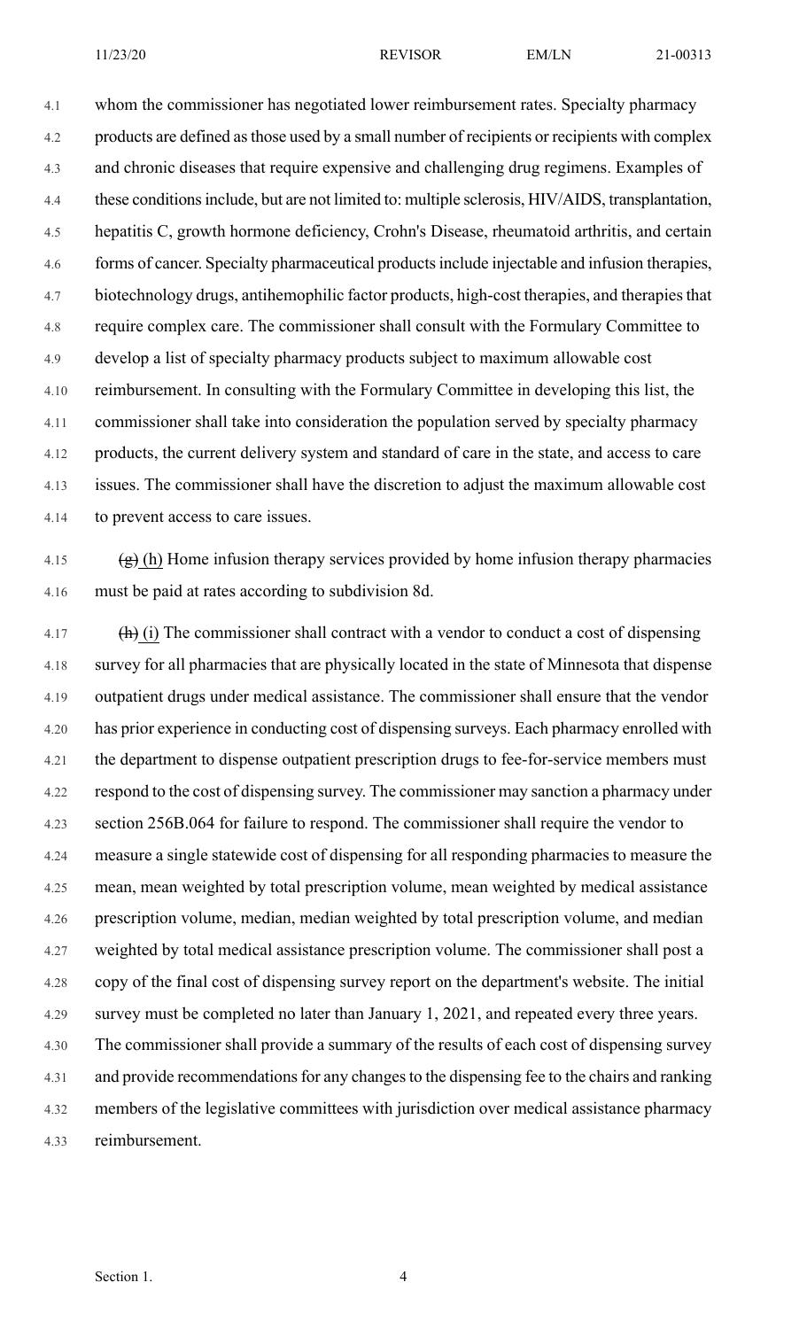whom the commissioner has negotiated lower reimbursement rates. Specialty pharmacy products are defined as those used by a small number of recipients or recipients with complex and chronic diseases that require expensive and challenging drug regimens. Examples of these conditions include, but are not limited to: multiple sclerosis, HIV/AIDS, transplantation, hepatitis C, growth hormone deficiency, Crohn's Disease, rheumatoid arthritis, and certain forms of cancer. Specialty pharmaceutical products include injectable and infusion therapies, biotechnology drugs, antihemophilic factor products, high-cost therapies, and therapies that require complex care. The commissioner shall consult with the Formulary Committee to develop a list of specialty pharmacy products subject to maximum allowable cost reimbursement. In consulting with the Formulary Committee in developing this list, the commissioner shall take into consideration the population served by specialty pharmacy products, the current delivery system and standard of care in the state, and access to care issues. The commissioner shall have the discretion to adjust the maximum allowable cost to prevent access to care issues.

~~(g)~~ (h) Home infusion therapy services provided by home infusion therapy pharmacies must be paid at rates according to subdivision 8d.

~~(h)~~ (i) The commissioner shall contract with a vendor to conduct a cost of dispensing survey for all pharmacies that are physically located in the state of Minnesota that dispense outpatient drugs under medical assistance. The commissioner shall ensure that the vendor has prior experience in conducting cost of dispensing surveys. Each pharmacy enrolled with the department to dispense outpatient prescription drugs to fee-for-service members must respond to the cost of dispensing survey. The commissioner may sanction a pharmacy under section 256B.064 for failure to respond. The commissioner shall require the vendor to measure a single statewide cost of dispensing for all responding pharmacies to measure the mean, mean weighted by total prescription volume, mean weighted by medical assistance prescription volume, median, median weighted by total prescription volume, and median weighted by total medical assistance prescription volume. The commissioner shall post a copy of the final cost of dispensing survey report on the department's website. The initial survey must be completed no later than January 1, 2021, and repeated every three years. The commissioner shall provide a summary of the results of each cost of dispensing survey and provide recommendations for any changes to the dispensing fee to the chairs and ranking members of the legislative committees with jurisdiction over medical assistance pharmacy reimbursement.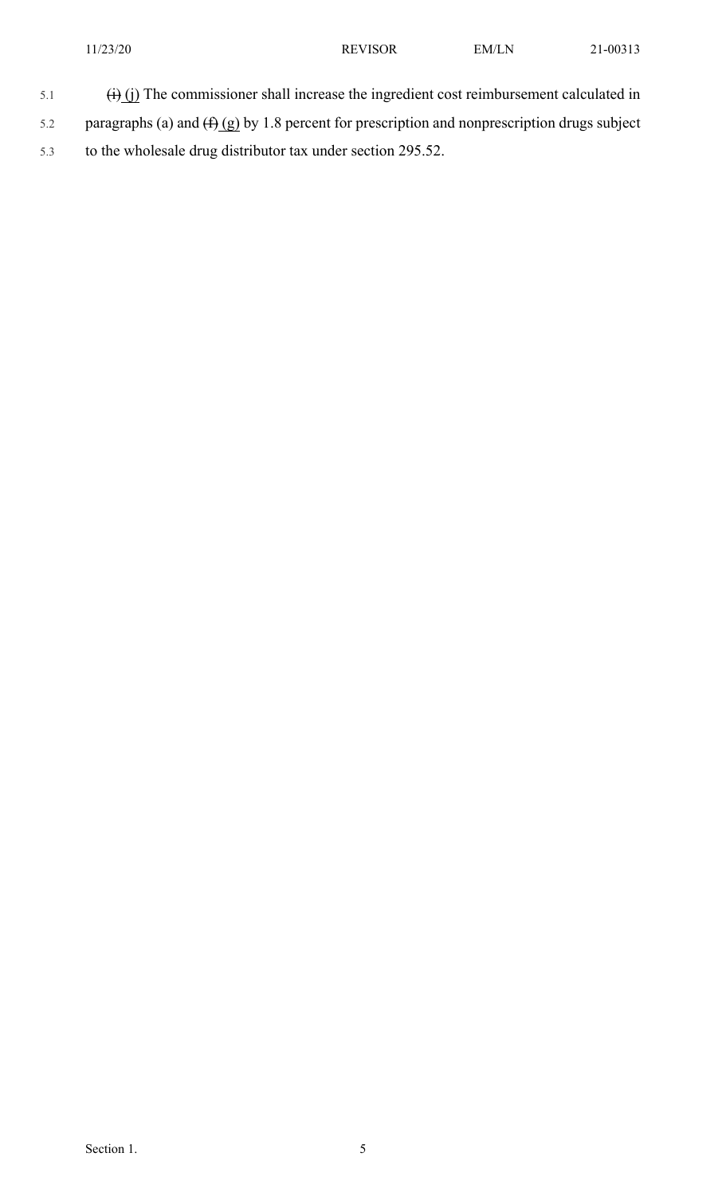~~(i)~~ <u>(j)</u> The commissioner shall increase the ingredient cost reimbursement calculated in paragraphs (a) and ~~(f)~~ <u>(g)</u> by 1.8 percent for prescription and nonprescription drugs subject to the wholesale drug distributor tax under section 295.52.